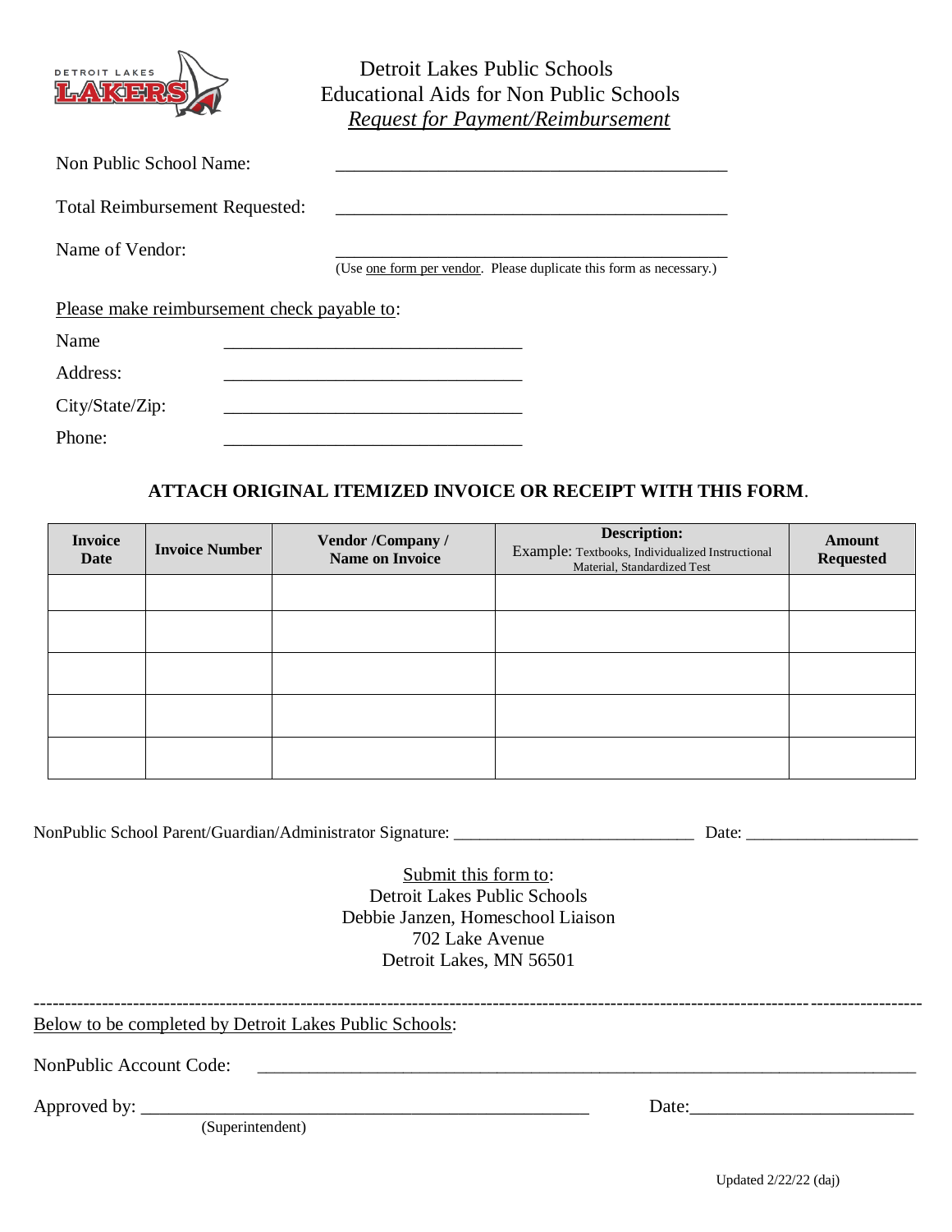# Detroit Lakes Public Schools
## Educational Aids for Non Public Schools
### *Request for Payment/Reimbursement*

Non Public School Name: ___________________________________________

Total Reimbursement Requested: ___________________________________________

Name of Vendor: ___________________________________________

(Use one form per vendor. Please duplicate this form as necessary.)

Please make reimbursement check payable to:

Name ________________________________

Address: ________________________________

City/State/Zip: ________________________________

Phone: ________________________________

**ATTACH ORIGINAL ITEMIZED INVOICE OR RECEIPT WITH THIS FORM**.

| Invoice Date | Invoice Number | Vendor /Company / Name on Invoice | Description: Example: Textbooks, Individualized Instructional Material, Standardized Test | Amount Requested |
|---|---|---|---|---|
| | | | | |
| | | | | |
| | | | | |
| | | | | |
| | | | | |

NonPublic School Parent/Guardian/Administrator Signature: ____________________________ Date: ____________________

Submit this form to:
Detroit Lakes Public Schools
Debbie Janzen, Homeschool Liaison
702 Lake Avenue
Detroit Lakes, MN 56501

---

Below to be completed by Detroit Lakes Public Schools:

NonPublic Account Code: ______________________________________________________________

Approved by: __________________________________________________ Date:________________________
(Superintendent)

Updated 2/22/22 (daj)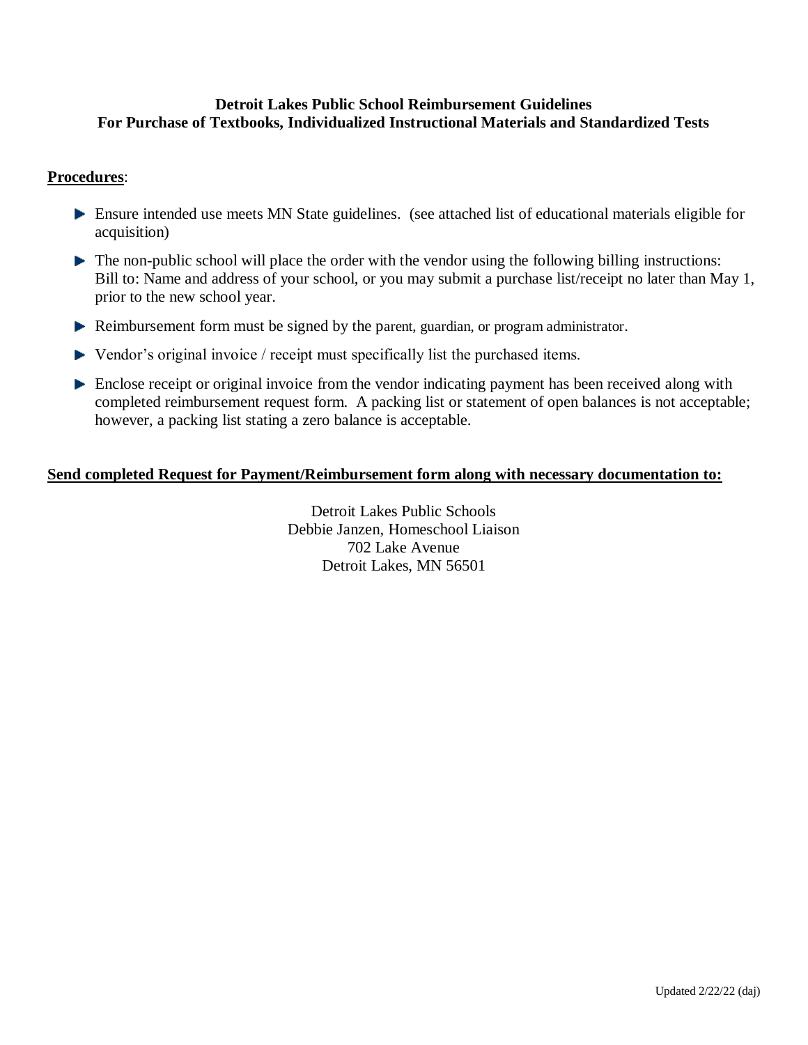**Detroit Lakes Public School Reimbursement Guidelines**
**For Purchase of Textbooks, Individualized Instructional Materials and Standardized Tests**

**Procedures**:

- Ensure intended use meets MN State guidelines. (see attached list of educational materials eligible for acquisition)
- The non-public school will place the order with the vendor using the following billing instructions: Bill to: Name and address of your school, or you may submit a purchase list/receipt no later than May 1, prior to the new school year.
- Reimbursement form must be signed by the parent, guardian, or program administrator.
- Vendor's original invoice / receipt must specifically list the purchased items.
- Enclose receipt or original invoice from the vendor indicating payment has been received along with completed reimbursement request form. A packing list or statement of open balances is not acceptable; however, a packing list stating a zero balance is acceptable.

**Send completed Request for Payment/Reimbursement form along with necessary documentation to:**

Detroit Lakes Public Schools
Debbie Janzen, Homeschool Liaison
702 Lake Avenue
Detroit Lakes, MN 56501

Updated 2/22/22 (daj)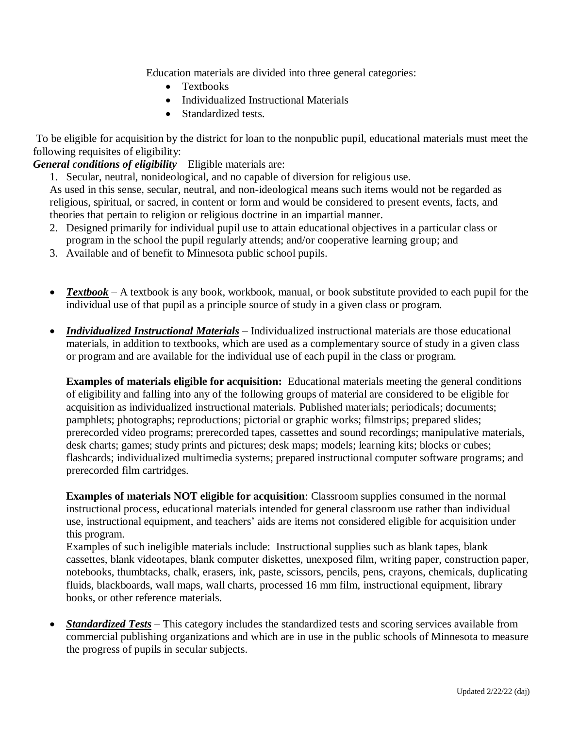Education materials are divided into three general categories:

- Textbooks
- Individualized Instructional Materials
- Standardized tests.

To be eligible for acquisition by the district for loan to the nonpublic pupil, educational materials must meet the following requisites of eligibility:

***General conditions of eligibility*** – Eligible materials are:

1. Secular, neutral, nonideological, and no capable of diversion for religious use.
   As used in this sense, secular, neutral, and non-ideological means such items would not be regarded as religious, spiritual, or sacred, in content or form and would be considered to present events, facts, and theories that pertain to religion or religious doctrine in an impartial manner.
2. Designed primarily for individual pupil use to attain educational objectives in a particular class or program in the school the pupil regularly attends; and/or cooperative learning group; and
3. Available and of benefit to Minnesota public school pupils.

- ***Textbook*** – A textbook is any book, workbook, manual, or book substitute provided to each pupil for the individual use of that pupil as a principle source of study in a given class or program.

- ***Individualized Instructional Materials*** – Individualized instructional materials are those educational materials, in addition to textbooks, which are used as a complementary source of study in a given class or program and are available for the individual use of each pupil in the class or program.

  **Examples of materials eligible for acquisition:** Educational materials meeting the general conditions of eligibility and falling into any of the following groups of material are considered to be eligible for acquisition as individualized instructional materials. Published materials; periodicals; documents; pamphlets; photographs; reproductions; pictorial or graphic works; filmstrips; prepared slides; prerecorded video programs; prerecorded tapes, cassettes and sound recordings; manipulative materials, desk charts; games; study prints and pictures; desk maps; models; learning kits; blocks or cubes; flashcards; individualized multimedia systems; prepared instructional computer software programs; and prerecorded film cartridges.

  **Examples of materials NOT eligible for acquisition**: Classroom supplies consumed in the normal instructional process, educational materials intended for general classroom use rather than individual use, instructional equipment, and teachers' aids are items not considered eligible for acquisition under this program.
  Examples of such ineligible materials include: Instructional supplies such as blank tapes, blank cassettes, blank videotapes, blank computer diskettes, unexposed film, writing paper, construction paper, notebooks, thumbtacks, chalk, erasers, ink, paste, scissors, pencils, pens, crayons, chemicals, duplicating fluids, blackboards, wall maps, wall charts, processed 16 mm film, instructional equipment, library books, or other reference materials.

- ***Standardized Tests*** – This category includes the standardized tests and scoring services available from commercial publishing organizations and which are in use in the public schools of Minnesota to measure the progress of pupils in secular subjects.

Updated 2/22/22 (daj)